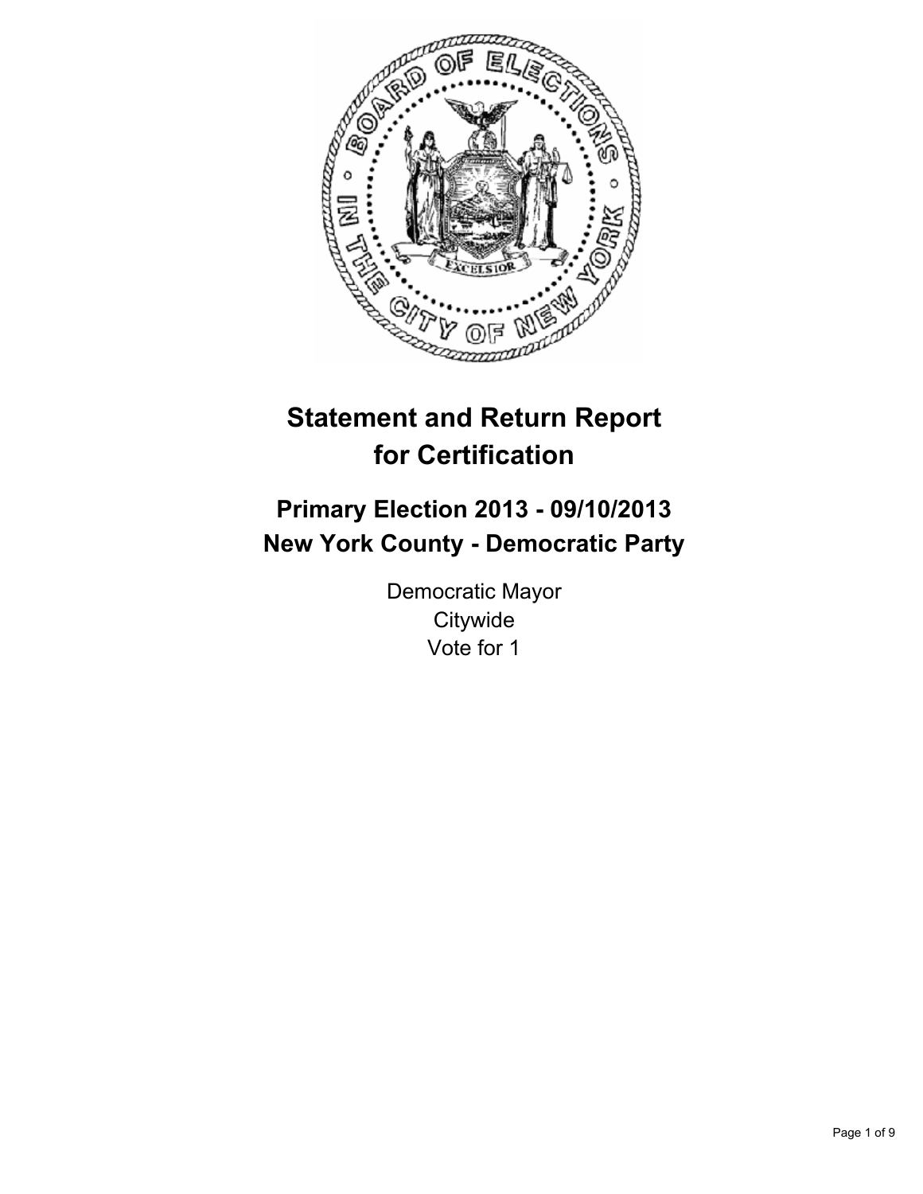# Statement and Return Report for Certification

## Primary Election 2013 - 09/10/2013
## New York County - Democratic Party

Democratic Mayor
Citywide
Vote for 1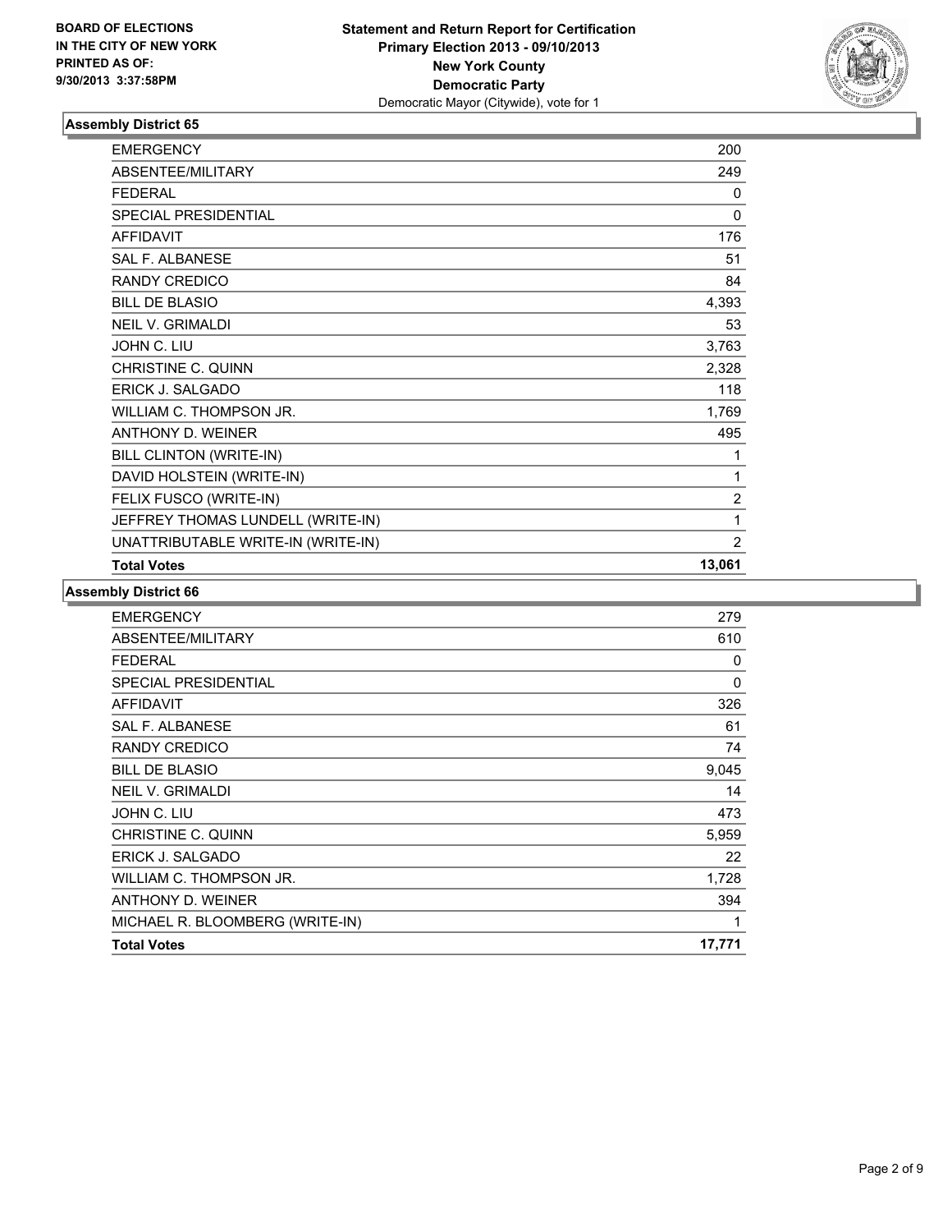**BOARD OF ELECTIONS IN THE CITY OF NEW YORK PRINTED AS OF: 9/30/2013 3:37:58PM**

**Statement and Return Report for Certification Primary Election 2013 - 09/10/2013 New York County Democratic Party**
Democratic Mayor (Citywide), vote for 1

### Assembly District 65

| | |
|---|---|
| EMERGENCY | 200 |
| ABSENTEE/MILITARY | 249 |
| FEDERAL | 0 |
| SPECIAL PRESIDENTIAL | 0 |
| AFFIDAVIT | 176 |
| SAL F. ALBANESE | 51 |
| RANDY CREDICO | 84 |
| BILL DE BLASIO | 4,393 |
| NEIL V. GRIMALDI | 53 |
| JOHN C. LIU | 3,763 |
| CHRISTINE C. QUINN | 2,328 |
| ERICK J. SALGADO | 118 |
| WILLIAM C. THOMPSON JR. | 1,769 |
| ANTHONY D. WEINER | 495 |
| BILL CLINTON (WRITE-IN) | 1 |
| DAVID HOLSTEIN (WRITE-IN) | 1 |
| FELIX FUSCO (WRITE-IN) | 2 |
| JEFFREY THOMAS LUNDELL (WRITE-IN) | 1 |
| UNATTRIBUTABLE WRITE-IN (WRITE-IN) | 2 |
| **Total Votes** | **13,061** |

### Assembly District 66

| | |
|---|---|
| EMERGENCY | 279 |
| ABSENTEE/MILITARY | 610 |
| FEDERAL | 0 |
| SPECIAL PRESIDENTIAL | 0 |
| AFFIDAVIT | 326 |
| SAL F. ALBANESE | 61 |
| RANDY CREDICO | 74 |
| BILL DE BLASIO | 9,045 |
| NEIL V. GRIMALDI | 14 |
| JOHN C. LIU | 473 |
| CHRISTINE C. QUINN | 5,959 |
| ERICK J. SALGADO | 22 |
| WILLIAM C. THOMPSON JR. | 1,728 |
| ANTHONY D. WEINER | 394 |
| MICHAEL R. BLOOMBERG (WRITE-IN) | 1 |
| **Total Votes** | **17,771** |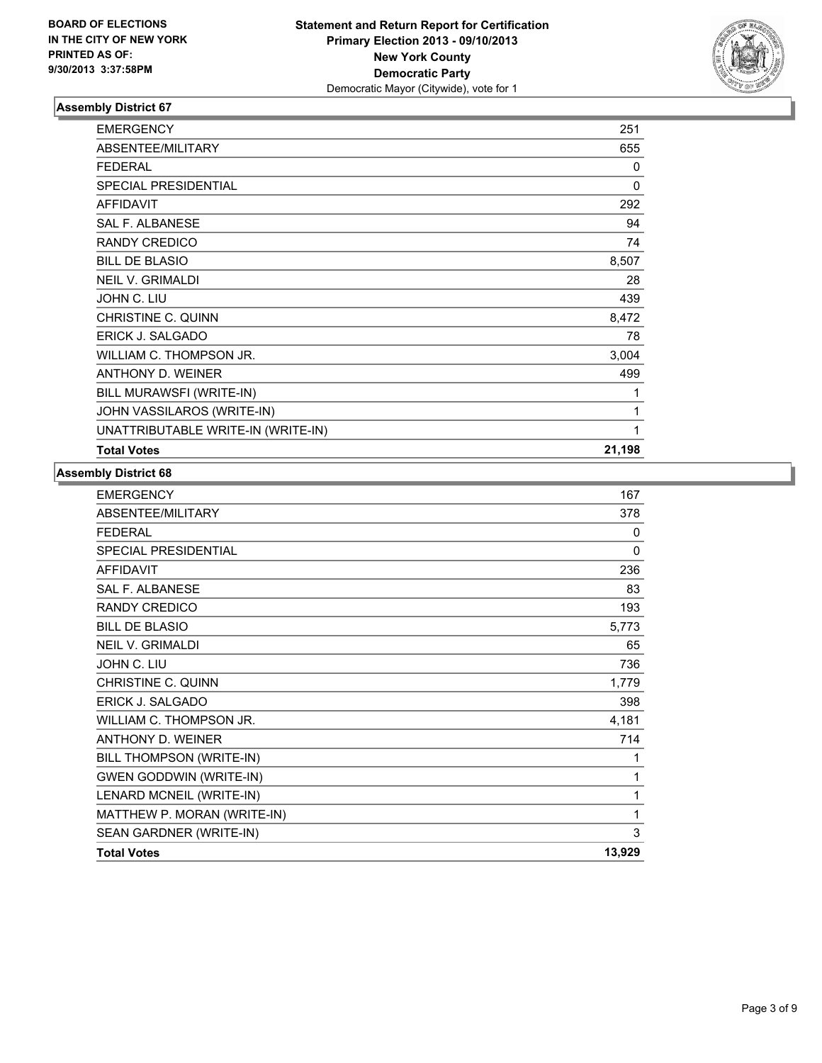**BOARD OF ELECTIONS IN THE CITY OF NEW YORK PRINTED AS OF: 9/30/2013 3:37:58PM**

**Statement and Return Report for Certification**
**Primary Election 2013 - 09/10/2013**
**New York County**
**Democratic Party**
Democratic Mayor (Citywide), vote for 1

### Assembly District 67

| | |
|---|---|
| EMERGENCY | 251 |
| ABSENTEE/MILITARY | 655 |
| FEDERAL | 0 |
| SPECIAL PRESIDENTIAL | 0 |
| AFFIDAVIT | 292 |
| SAL F. ALBANESE | 94 |
| RANDY CREDICO | 74 |
| BILL DE BLASIO | 8,507 |
| NEIL V. GRIMALDI | 28 |
| JOHN C. LIU | 439 |
| CHRISTINE C. QUINN | 8,472 |
| ERICK J. SALGADO | 78 |
| WILLIAM C. THOMPSON JR. | 3,004 |
| ANTHONY D. WEINER | 499 |
| BILL MURAWSFI (WRITE-IN) | 1 |
| JOHN VASSILAROS (WRITE-IN) | 1 |
| UNATTRIBUTABLE WRITE-IN (WRITE-IN) | 1 |
| **Total Votes** | **21,198** |

### Assembly District 68

| | |
|---|---|
| EMERGENCY | 167 |
| ABSENTEE/MILITARY | 378 |
| FEDERAL | 0 |
| SPECIAL PRESIDENTIAL | 0 |
| AFFIDAVIT | 236 |
| SAL F. ALBANESE | 83 |
| RANDY CREDICO | 193 |
| BILL DE BLASIO | 5,773 |
| NEIL V. GRIMALDI | 65 |
| JOHN C. LIU | 736 |
| CHRISTINE C. QUINN | 1,779 |
| ERICK J. SALGADO | 398 |
| WILLIAM C. THOMPSON JR. | 4,181 |
| ANTHONY D. WEINER | 714 |
| BILL THOMPSON (WRITE-IN) | 1 |
| GWEN GODDWIN (WRITE-IN) | 1 |
| LENARD MCNEIL (WRITE-IN) | 1 |
| MATTHEW P. MORAN (WRITE-IN) | 1 |
| SEAN GARDNER (WRITE-IN) | 3 |
| **Total Votes** | **13,929** |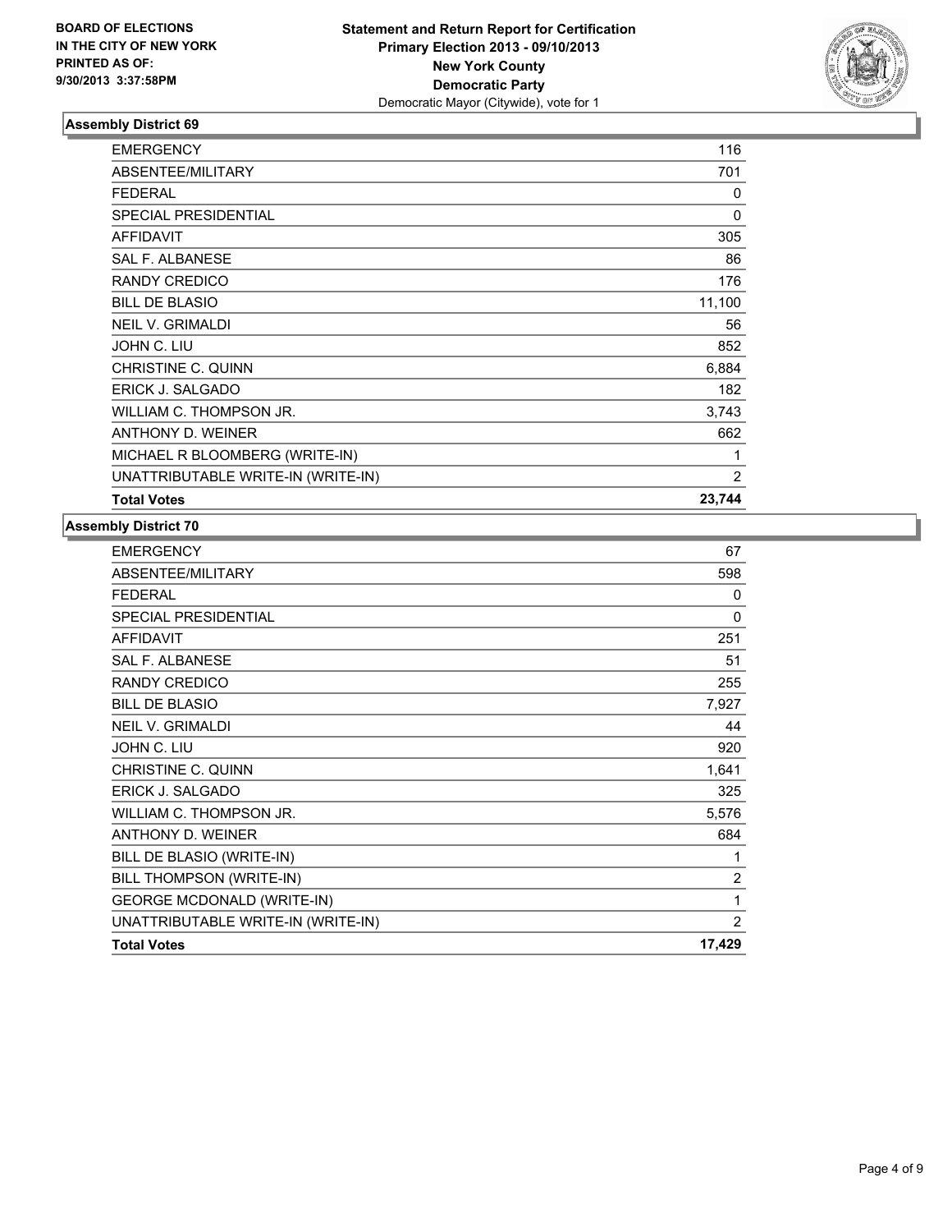**BOARD OF ELECTIONS IN THE CITY OF NEW YORK PRINTED AS OF: 9/30/2013 3:37:58PM**

**Statement and Return Report for Certification Primary Election 2013 - 09/10/2013 New York County Democratic Party**
Democratic Mayor (Citywide), vote for 1

### Assembly District 69

| | |
|---|---|
| EMERGENCY | 116 |
| ABSENTEE/MILITARY | 701 |
| FEDERAL | 0 |
| SPECIAL PRESIDENTIAL | 0 |
| AFFIDAVIT | 305 |
| SAL F. ALBANESE | 86 |
| RANDY CREDICO | 176 |
| BILL DE BLASIO | 11,100 |
| NEIL V. GRIMALDI | 56 |
| JOHN C. LIU | 852 |
| CHRISTINE C. QUINN | 6,884 |
| ERICK J. SALGADO | 182 |
| WILLIAM C. THOMPSON JR. | 3,743 |
| ANTHONY D. WEINER | 662 |
| MICHAEL R BLOOMBERG (WRITE-IN) | 1 |
| UNATTRIBUTABLE WRITE-IN (WRITE-IN) | 2 |
| **Total Votes** | **23,744** |

### Assembly District 70

| | |
|---|---|
| EMERGENCY | 67 |
| ABSENTEE/MILITARY | 598 |
| FEDERAL | 0 |
| SPECIAL PRESIDENTIAL | 0 |
| AFFIDAVIT | 251 |
| SAL F. ALBANESE | 51 |
| RANDY CREDICO | 255 |
| BILL DE BLASIO | 7,927 |
| NEIL V. GRIMALDI | 44 |
| JOHN C. LIU | 920 |
| CHRISTINE C. QUINN | 1,641 |
| ERICK J. SALGADO | 325 |
| WILLIAM C. THOMPSON JR. | 5,576 |
| ANTHONY D. WEINER | 684 |
| BILL DE BLASIO (WRITE-IN) | 1 |
| BILL THOMPSON (WRITE-IN) | 2 |
| GEORGE MCDONALD (WRITE-IN) | 1 |
| UNATTRIBUTABLE WRITE-IN (WRITE-IN) | 2 |
| **Total Votes** | **17,429** |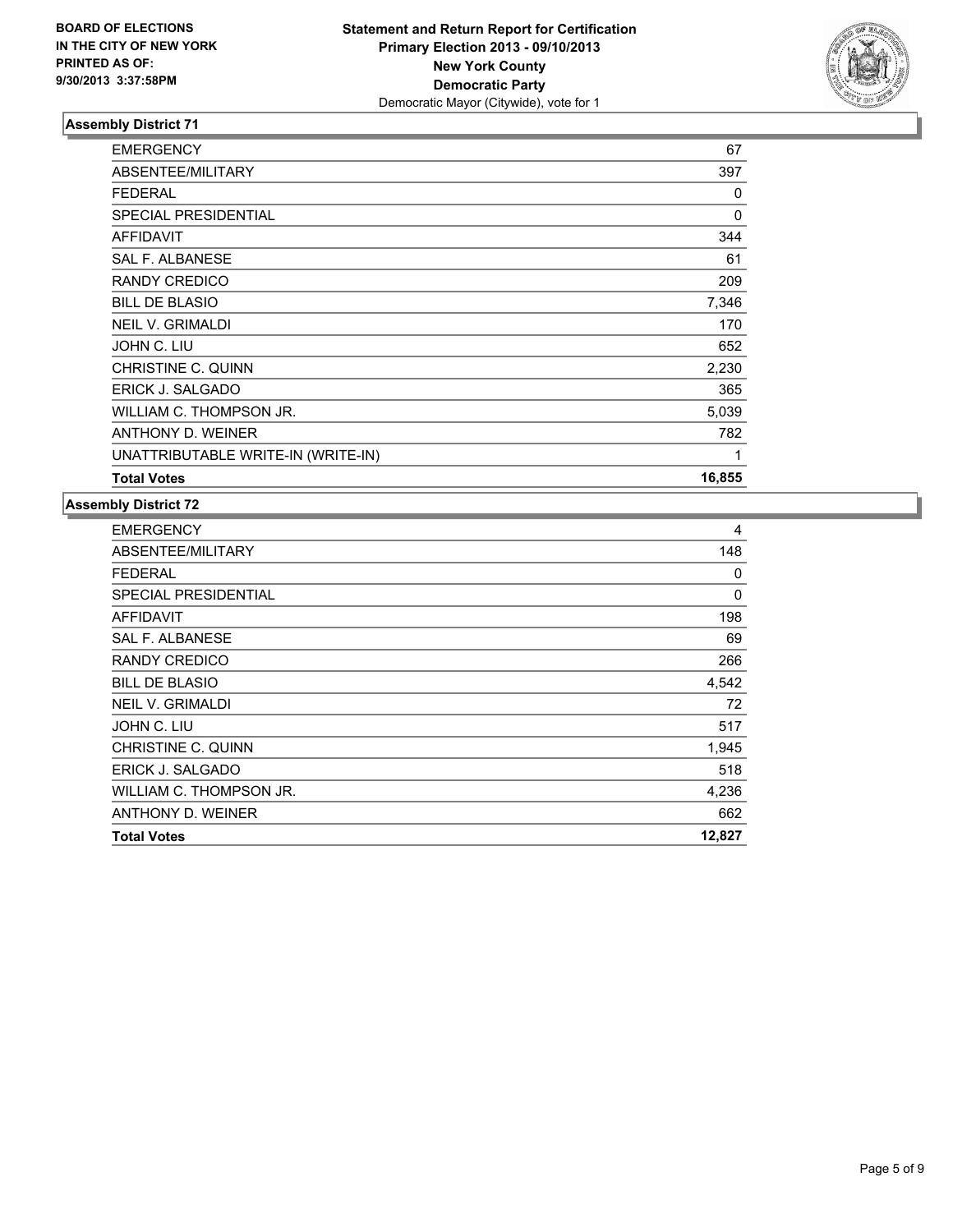**BOARD OF ELECTIONS IN THE CITY OF NEW YORK PRINTED AS OF: 9/30/2013 3:37:58PM**

**Statement and Return Report for Certification Primary Election 2013 - 09/10/2013 New York County Democratic Party**
Democratic Mayor (Citywide), vote for 1

### Assembly District 71

| | |
|---|---|
| EMERGENCY | 67 |
| ABSENTEE/MILITARY | 397 |
| FEDERAL | 0 |
| SPECIAL PRESIDENTIAL | 0 |
| AFFIDAVIT | 344 |
| SAL F. ALBANESE | 61 |
| RANDY CREDICO | 209 |
| BILL DE BLASIO | 7,346 |
| NEIL V. GRIMALDI | 170 |
| JOHN C. LIU | 652 |
| CHRISTINE C. QUINN | 2,230 |
| ERICK J. SALGADO | 365 |
| WILLIAM C. THOMPSON JR. | 5,039 |
| ANTHONY D. WEINER | 782 |
| UNATTRIBUTABLE WRITE-IN (WRITE-IN) | 1 |
| **Total Votes** | **16,855** |

### Assembly District 72

| | |
|---|---|
| EMERGENCY | 4 |
| ABSENTEE/MILITARY | 148 |
| FEDERAL | 0 |
| SPECIAL PRESIDENTIAL | 0 |
| AFFIDAVIT | 198 |
| SAL F. ALBANESE | 69 |
| RANDY CREDICO | 266 |
| BILL DE BLASIO | 4,542 |
| NEIL V. GRIMALDI | 72 |
| JOHN C. LIU | 517 |
| CHRISTINE C. QUINN | 1,945 |
| ERICK J. SALGADO | 518 |
| WILLIAM C. THOMPSON JR. | 4,236 |
| ANTHONY D. WEINER | 662 |
| **Total Votes** | **12,827** |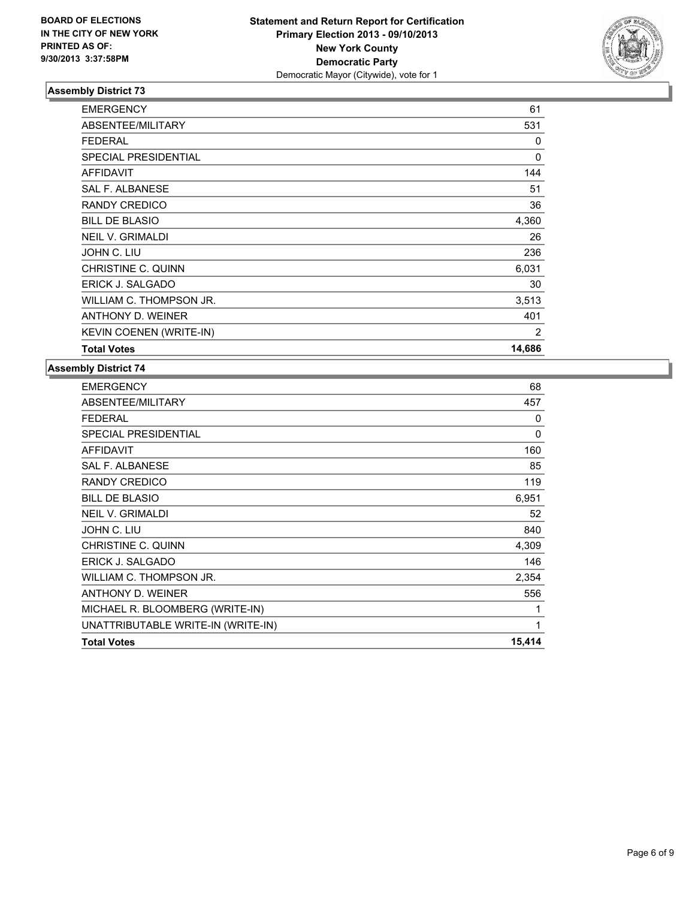**BOARD OF ELECTIONS IN THE CITY OF NEW YORK PRINTED AS OF: 9/30/2013 3:37:58PM**

**Statement and Return Report for Certification Primary Election 2013 - 09/10/2013 New York County Democratic Party**
Democratic Mayor (Citywide), vote for 1

### Assembly District 73

| | |
|---|---|
| EMERGENCY | 61 |
| ABSENTEE/MILITARY | 531 |
| FEDERAL | 0 |
| SPECIAL PRESIDENTIAL | 0 |
| AFFIDAVIT | 144 |
| SAL F. ALBANESE | 51 |
| RANDY CREDICO | 36 |
| BILL DE BLASIO | 4,360 |
| NEIL V. GRIMALDI | 26 |
| JOHN C. LIU | 236 |
| CHRISTINE C. QUINN | 6,031 |
| ERICK J. SALGADO | 30 |
| WILLIAM C. THOMPSON JR. | 3,513 |
| ANTHONY D. WEINER | 401 |
| KEVIN COENEN (WRITE-IN) | 2 |
| **Total Votes** | **14,686** |

### Assembly District 74

| | |
|---|---|
| EMERGENCY | 68 |
| ABSENTEE/MILITARY | 457 |
| FEDERAL | 0 |
| SPECIAL PRESIDENTIAL | 0 |
| AFFIDAVIT | 160 |
| SAL F. ALBANESE | 85 |
| RANDY CREDICO | 119 |
| BILL DE BLASIO | 6,951 |
| NEIL V. GRIMALDI | 52 |
| JOHN C. LIU | 840 |
| CHRISTINE C. QUINN | 4,309 |
| ERICK J. SALGADO | 146 |
| WILLIAM C. THOMPSON JR. | 2,354 |
| ANTHONY D. WEINER | 556 |
| MICHAEL R. BLOOMBERG (WRITE-IN) | 1 |
| UNATTRIBUTABLE WRITE-IN (WRITE-IN) | 1 |
| **Total Votes** | **15,414** |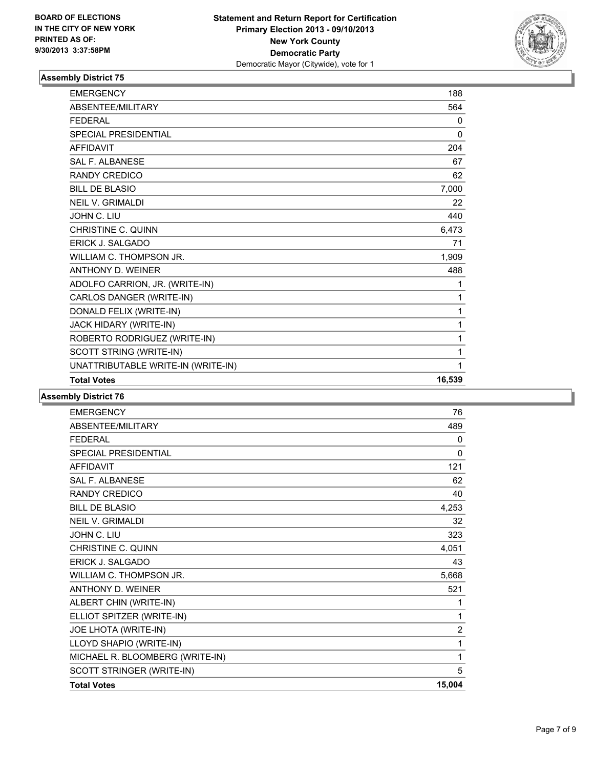BOARD OF ELECTIONS
IN THE CITY OF NEW YORK
PRINTED AS OF:
9/30/2013 3:37:58PM

**Statement and Return Report for Certification**
**Primary Election 2013 - 09/10/2013**
**New York County**
**Democratic Party**
Democratic Mayor (Citywide), vote for 1

### Assembly District 75

| | |
|---|---|
| EMERGENCY | 188 |
| ABSENTEE/MILITARY | 564 |
| FEDERAL | 0 |
| SPECIAL PRESIDENTIAL | 0 |
| AFFIDAVIT | 204 |
| SAL F. ALBANESE | 67 |
| RANDY CREDICO | 62 |
| BILL DE BLASIO | 7,000 |
| NEIL V. GRIMALDI | 22 |
| JOHN C. LIU | 440 |
| CHRISTINE C. QUINN | 6,473 |
| ERICK J. SALGADO | 71 |
| WILLIAM C. THOMPSON JR. | 1,909 |
| ANTHONY D. WEINER | 488 |
| ADOLFO CARRION, JR. (WRITE-IN) | 1 |
| CARLOS DANGER (WRITE-IN) | 1 |
| DONALD FELIX (WRITE-IN) | 1 |
| JACK HIDARY (WRITE-IN) | 1 |
| ROBERTO RODRIGUEZ (WRITE-IN) | 1 |
| SCOTT STRING (WRITE-IN) | 1 |
| UNATTRIBUTABLE WRITE-IN (WRITE-IN) | 1 |
| **Total Votes** | **16,539** |

### Assembly District 76

| | |
|---|---|
| EMERGENCY | 76 |
| ABSENTEE/MILITARY | 489 |
| FEDERAL | 0 |
| SPECIAL PRESIDENTIAL | 0 |
| AFFIDAVIT | 121 |
| SAL F. ALBANESE | 62 |
| RANDY CREDICO | 40 |
| BILL DE BLASIO | 4,253 |
| NEIL V. GRIMALDI | 32 |
| JOHN C. LIU | 323 |
| CHRISTINE C. QUINN | 4,051 |
| ERICK J. SALGADO | 43 |
| WILLIAM C. THOMPSON JR. | 5,668 |
| ANTHONY D. WEINER | 521 |
| ALBERT CHIN (WRITE-IN) | 1 |
| ELLIOT SPITZER (WRITE-IN) | 1 |
| JOE LHOTA (WRITE-IN) | 2 |
| LLOYD SHAPIO (WRITE-IN) | 1 |
| MICHAEL R. BLOOMBERG (WRITE-IN) | 1 |
| SCOTT STRINGER (WRITE-IN) | 5 |
| **Total Votes** | **15,004** |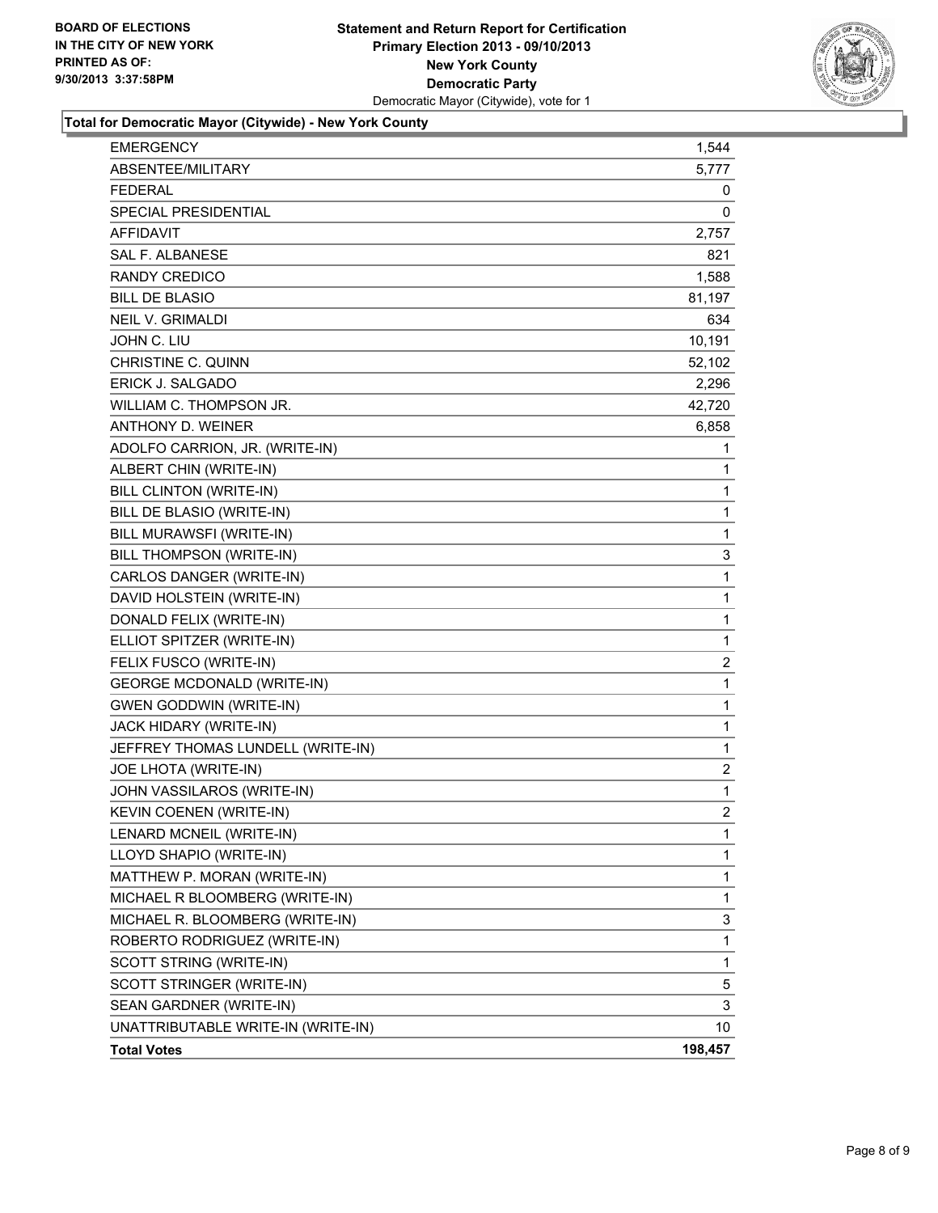**BOARD OF ELECTIONS**
**IN THE CITY OF NEW YORK**
**PRINTED AS OF:**
**9/30/2013 3:37:58PM**

**Statement and Return Report for Certification**
**Primary Election 2013 - 09/10/2013**
**New York County**
**Democratic Party**
Democratic Mayor (Citywide), vote for 1

**Total for Democratic Mayor (Citywide) - New York County**

| | |
|---|---|
| EMERGENCY | 1,544 |
| ABSENTEE/MILITARY | 5,777 |
| FEDERAL | 0 |
| SPECIAL PRESIDENTIAL | 0 |
| AFFIDAVIT | 2,757 |
| SAL F. ALBANESE | 821 |
| RANDY CREDICO | 1,588 |
| BILL DE BLASIO | 81,197 |
| NEIL V. GRIMALDI | 634 |
| JOHN C. LIU | 10,191 |
| CHRISTINE C. QUINN | 52,102 |
| ERICK J. SALGADO | 2,296 |
| WILLIAM C. THOMPSON JR. | 42,720 |
| ANTHONY D. WEINER | 6,858 |
| ADOLFO CARRION, JR. (WRITE-IN) | 1 |
| ALBERT CHIN (WRITE-IN) | 1 |
| BILL CLINTON (WRITE-IN) | 1 |
| BILL DE BLASIO (WRITE-IN) | 1 |
| BILL MURAWSFI (WRITE-IN) | 1 |
| BILL THOMPSON (WRITE-IN) | 3 |
| CARLOS DANGER (WRITE-IN) | 1 |
| DAVID HOLSTEIN (WRITE-IN) | 1 |
| DONALD FELIX (WRITE-IN) | 1 |
| ELLIOT SPITZER (WRITE-IN) | 1 |
| FELIX FUSCO (WRITE-IN) | 2 |
| GEORGE MCDONALD (WRITE-IN) | 1 |
| GWEN GODDWIN (WRITE-IN) | 1 |
| JACK HIDARY (WRITE-IN) | 1 |
| JEFFREY THOMAS LUNDELL (WRITE-IN) | 1 |
| JOE LHOTA (WRITE-IN) | 2 |
| JOHN VASSILAROS (WRITE-IN) | 1 |
| KEVIN COENEN (WRITE-IN) | 2 |
| LENARD MCNEIL (WRITE-IN) | 1 |
| LLOYD SHAPIO (WRITE-IN) | 1 |
| MATTHEW P. MORAN (WRITE-IN) | 1 |
| MICHAEL R BLOOMBERG (WRITE-IN) | 1 |
| MICHAEL R. BLOOMBERG (WRITE-IN) | 3 |
| ROBERTO RODRIGUEZ (WRITE-IN) | 1 |
| SCOTT STRING (WRITE-IN) | 1 |
| SCOTT STRINGER (WRITE-IN) | 5 |
| SEAN GARDNER (WRITE-IN) | 3 |
| UNATTRIBUTABLE WRITE-IN (WRITE-IN) | 10 |
| **Total Votes** | **198,457** |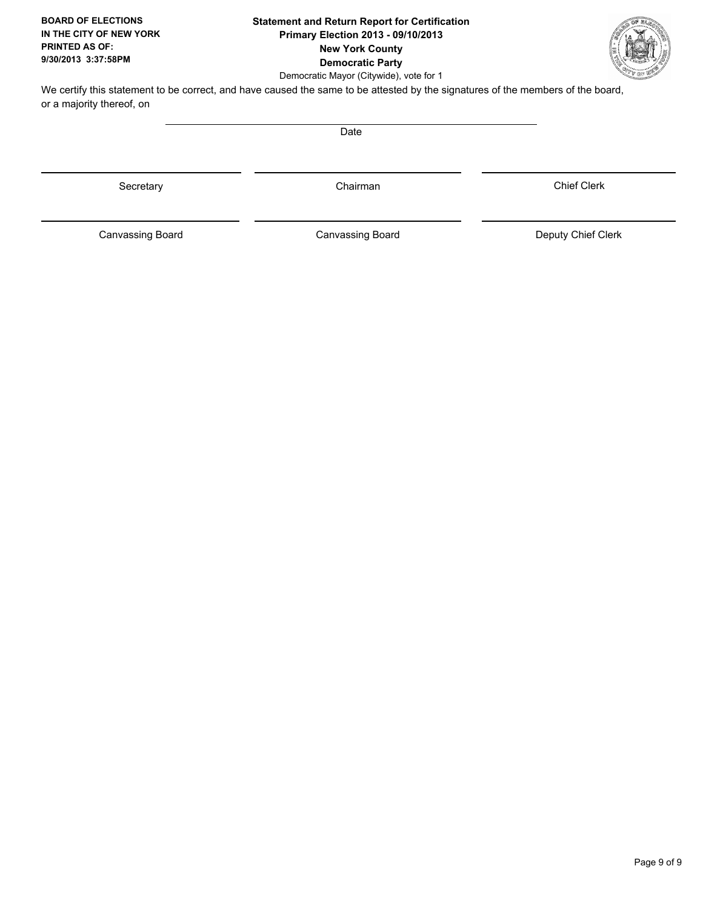**BOARD OF ELECTIONS IN THE CITY OF NEW YORK PRINTED AS OF: 9/30/2013 3:37:58PM**

**Statement and Return Report for Certification**
**Primary Election 2013 - 09/10/2013**
**New York County**
**Democratic Party**
Democratic Mayor (Citywide), vote for 1

We certify this statement to be correct, and have caused the same to be attested by the signatures of the members of the board, or a majority thereof, on

Date

Secretary

Chairman

Chief Clerk

Canvassing Board

Canvassing Board

Deputy Chief Clerk